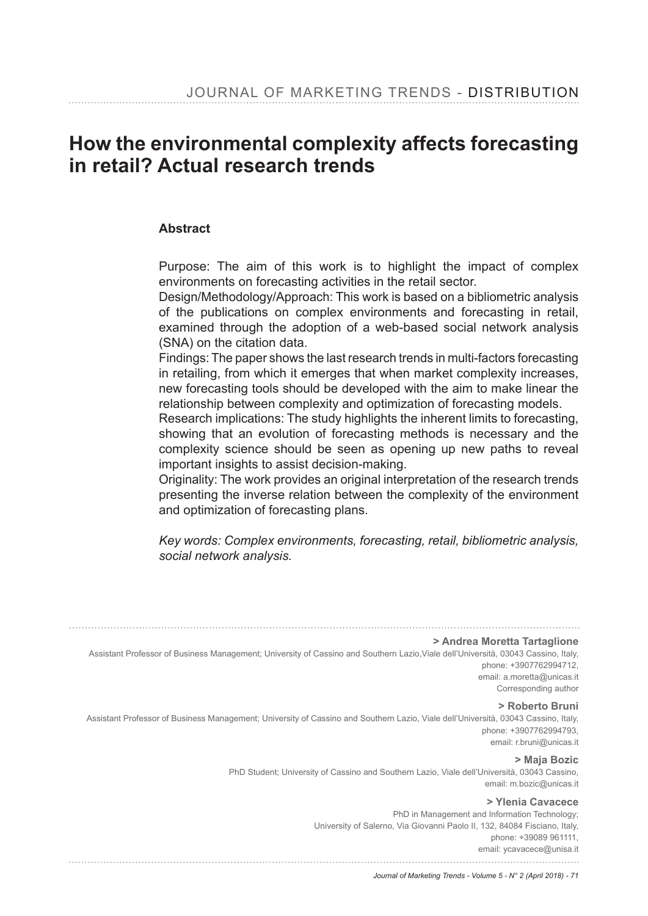# How the environmental complexity affects forecasting in retail? Actual research trends

## Abstract

Purpose: The aim of this work is to highlight the impact of complex environments on forecasting activities in the retail sector.
Design/Methodology/Approach: This work is based on a bibliometric analysis of the publications on complex environments and forecasting in retail, examined through the adoption of a web-based social network analysis (SNA) on the citation data.
Findings: The paper shows the last research trends in multi-factors forecasting in retailing, from which it emerges that when market complexity increases, new forecasting tools should be developed with the aim to make linear the relationship between complexity and optimization of forecasting models.
Research implications: The study highlights the inherent limits to forecasting, showing that an evolution of forecasting methods is necessary and the complexity science should be seen as opening up new paths to reveal important insights to assist decision-making.
Originality: The work provides an original interpretation of the research trends presenting the inverse relation between the complexity of the environment and optimization of forecasting plans.

*Key words: Complex environments, forecasting, retail, bibliometric analysis, social network analysis.*

---

**> Andrea Moretta Tartaglione**
Assistant Professor of Business Management; University of Cassino and Southern Lazio,Viale dell'Università, 03043 Cassino, Italy,
phone: +3907762994712,
email: a.moretta@unicas.it
Corresponding author

**> Roberto Bruni**
Assistant Professor of Business Management; University of Cassino and Southern Lazio, Viale dell'Università, 03043 Cassino, Italy,
phone: +3907762994793,
email: r.bruni@unicas.it

**> Maja Bozic**
PhD Student; University of Cassino and Southern Lazio, Viale dell'Università, 03043 Cassino,
email: m.bozic@unicas.it

**> Ylenia Cavacece**
PhD in Management and Information Technology;
University of Salerno, Via Giovanni Paolo II, 132, 84084 Fisciano, Italy,
phone: +39089 961111,
email: ycavacece@unisa.it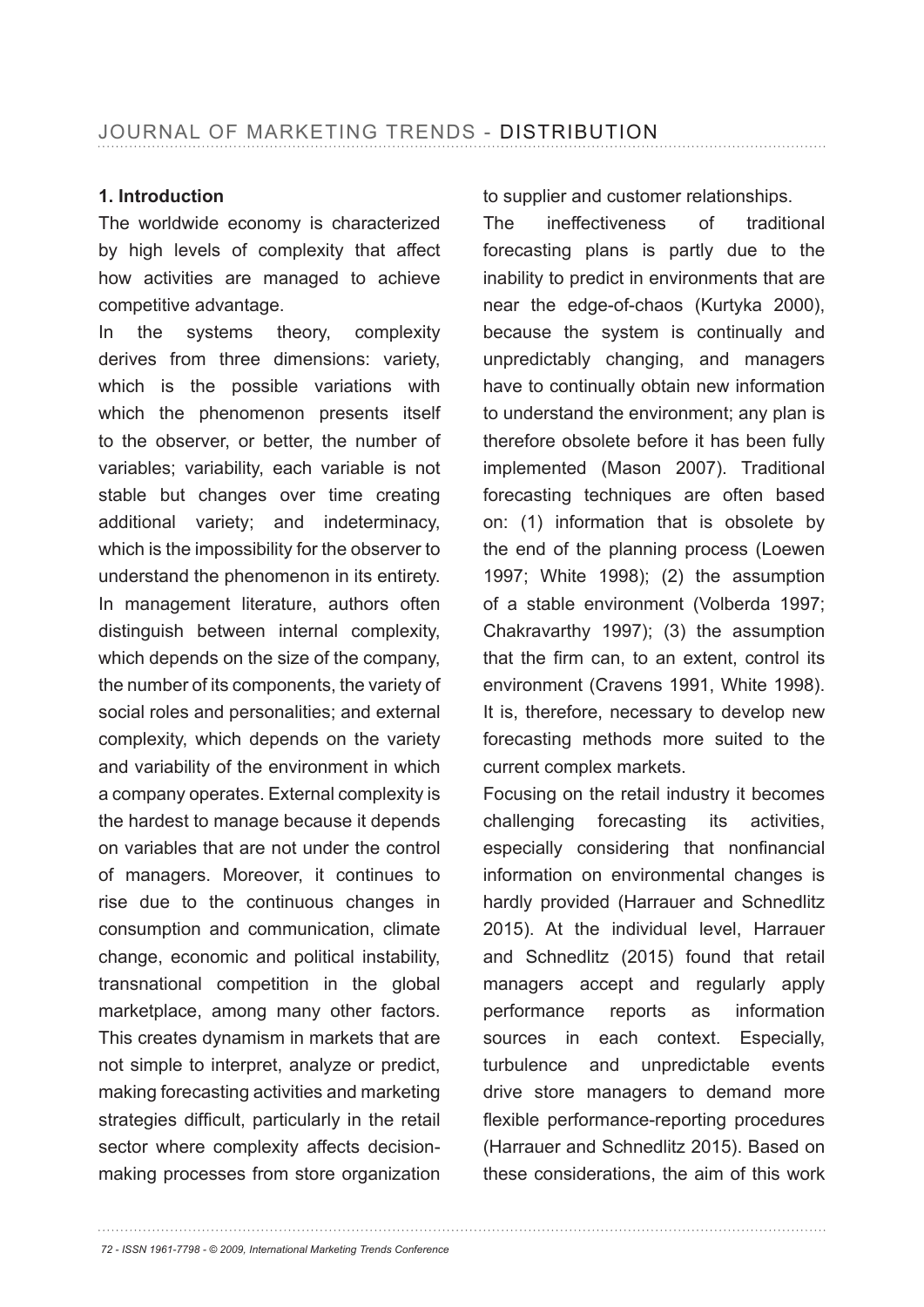## 1. Introduction

The worldwide economy is characterized by high levels of complexity that affect how activities are managed to achieve competitive advantage.

In the systems theory, complexity derives from three dimensions: variety, which is the possible variations with which the phenomenon presents itself to the observer, or better, the number of variables; variability, each variable is not stable but changes over time creating additional variety; and indeterminacy, which is the impossibility for the observer to understand the phenomenon in its entirety. In management literature, authors often distinguish between internal complexity, which depends on the size of the company, the number of its components, the variety of social roles and personalities; and external complexity, which depends on the variety and variability of the environment in which a company operates. External complexity is the hardest to manage because it depends on variables that are not under the control of managers. Moreover, it continues to rise due to the continuous changes in consumption and communication, climate change, economic and political instability, transnational competition in the global marketplace, among many other factors. This creates dynamism in markets that are not simple to interpret, analyze or predict, making forecasting activities and marketing strategies difficult, particularly in the retail sector where complexity affects decision-making processes from store organization to supplier and customer relationships.

The ineffectiveness of traditional forecasting plans is partly due to the inability to predict in environments that are near the edge-of-chaos (Kurtyka 2000), because the system is continually and unpredictably changing, and managers have to continually obtain new information to understand the environment; any plan is therefore obsolete before it has been fully implemented (Mason 2007). Traditional forecasting techniques are often based on: (1) information that is obsolete by the end of the planning process (Loewen 1997; White 1998); (2) the assumption of a stable environment (Volberda 1997; Chakravarthy 1997); (3) the assumption that the firm can, to an extent, control its environment (Cravens 1991, White 1998). It is, therefore, necessary to develop new forecasting methods more suited to the current complex markets.

Focusing on the retail industry it becomes challenging forecasting its activities, especially considering that nonfinancial information on environmental changes is hardly provided (Harrauer and Schnedlitz 2015). At the individual level, Harrauer and Schnedlitz (2015) found that retail managers accept and regularly apply performance reports as information sources in each context. Especially, turbulence and unpredictable events drive store managers to demand more flexible performance-reporting procedures (Harrauer and Schnedlitz 2015). Based on these considerations, the aim of this work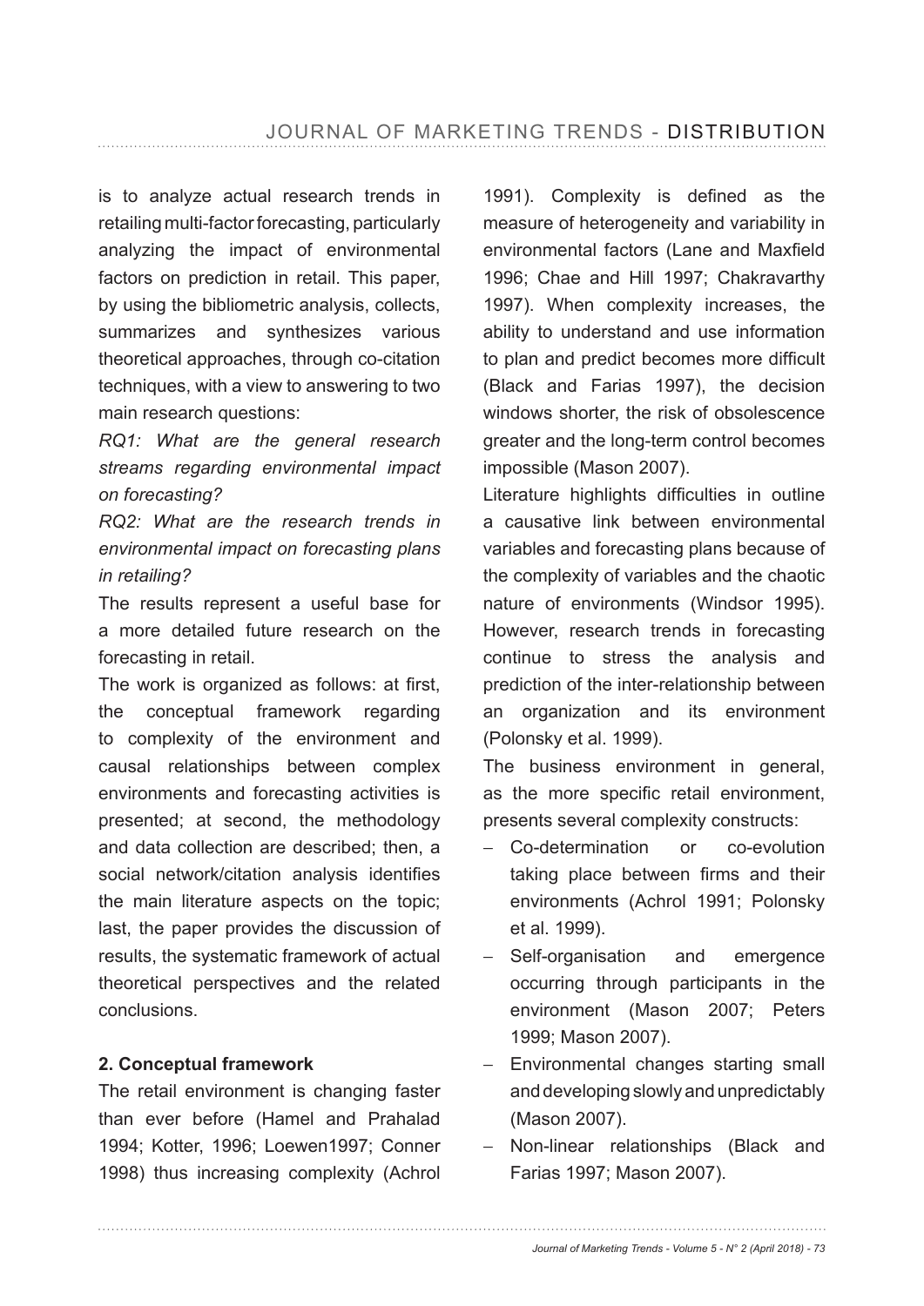is to analyze actual research trends in retailing multi-factor forecasting, particularly analyzing the impact of environmental factors on prediction in retail. This paper, by using the bibliometric analysis, collects, summarizes and synthesizes various theoretical approaches, through co-citation techniques, with a view to answering to two main research questions:

*RQ1: What are the general research streams regarding environmental impact on forecasting?*

*RQ2: What are the research trends in environmental impact on forecasting plans in retailing?*

The results represent a useful base for a more detailed future research on the forecasting in retail.

The work is organized as follows: at first, the conceptual framework regarding to complexity of the environment and causal relationships between complex environments and forecasting activities is presented; at second, the methodology and data collection are described; then, a social network/citation analysis identifies the main literature aspects on the topic; last, the paper provides the discussion of results, the systematic framework of actual theoretical perspectives and the related conclusions.

## 2. Conceptual framework

The retail environment is changing faster than ever before (Hamel and Prahalad 1994; Kotter, 1996; Loewen1997; Conner 1998) thus increasing complexity (Achrol 1991). Complexity is defined as the measure of heterogeneity and variability in environmental factors (Lane and Maxfield 1996; Chae and Hill 1997; Chakravarthy 1997). When complexity increases, the ability to understand and use information to plan and predict becomes more difficult (Black and Farias 1997), the decision windows shorter, the risk of obsolescence greater and the long-term control becomes impossible (Mason 2007).

Literature highlights difficulties in outline a causative link between environmental variables and forecasting plans because of the complexity of variables and the chaotic nature of environments (Windsor 1995). However, research trends in forecasting continue to stress the analysis and prediction of the inter-relationship between an organization and its environment (Polonsky et al. 1999).

The business environment in general, as the more specific retail environment, presents several complexity constructs:

- Co-determination or co-evolution taking place between firms and their environments (Achrol 1991; Polonsky et al. 1999).
- Self-organisation and emergence occurring through participants in the environment (Mason 2007; Peters 1999; Mason 2007).
- Environmental changes starting small and developing slowly and unpredictably (Mason 2007).
- Non-linear relationships (Black and Farias 1997; Mason 2007).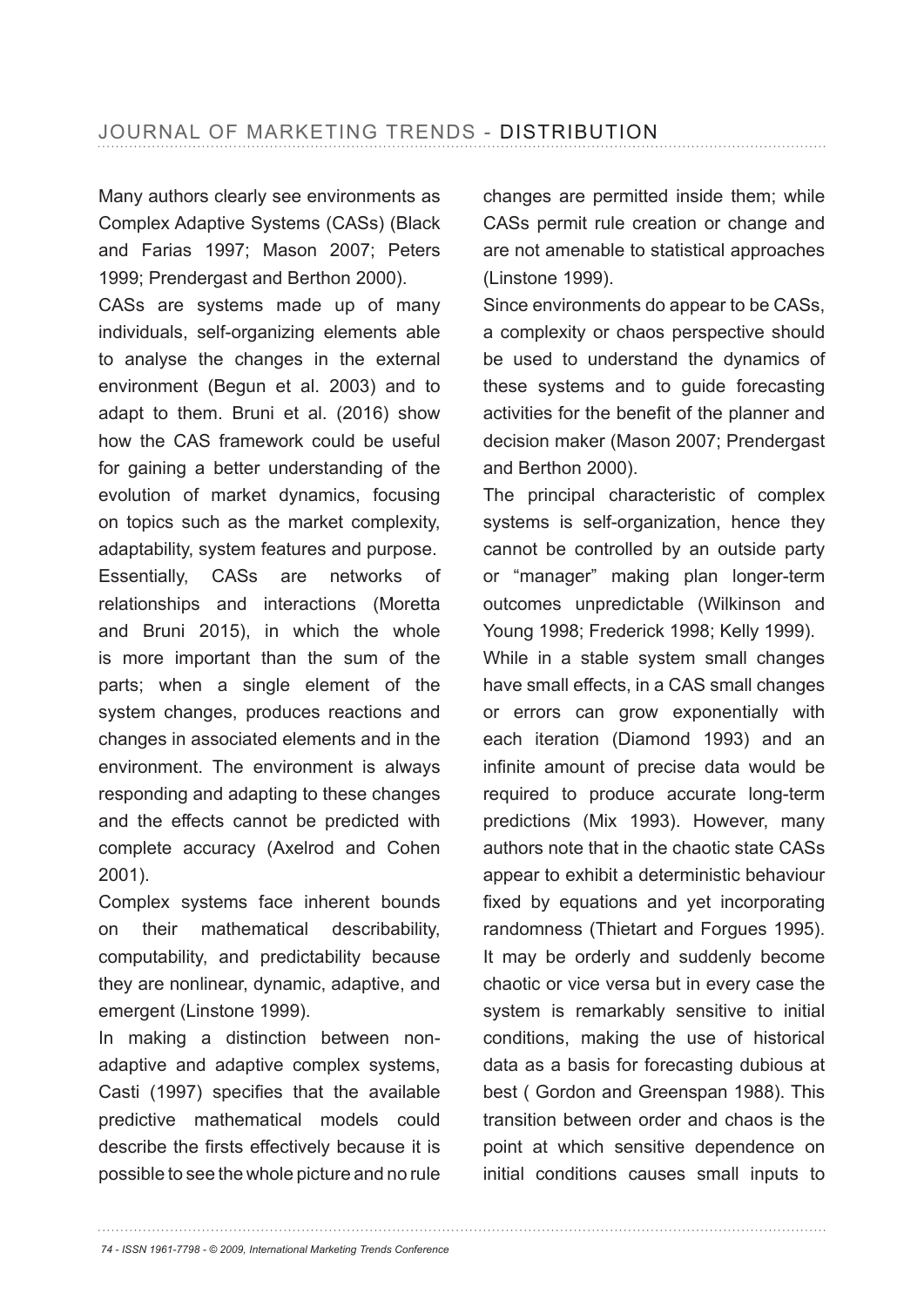Many authors clearly see environments as Complex Adaptive Systems (CASs) (Black and Farias 1997; Mason 2007; Peters 1999; Prendergast and Berthon 2000).

CASs are systems made up of many individuals, self-organizing elements able to analyse the changes in the external environment (Begun et al. 2003) and to adapt to them. Bruni et al. (2016) show how the CAS framework could be useful for gaining a better understanding of the evolution of market dynamics, focusing on topics such as the market complexity, adaptability, system features and purpose.

Essentially, CASs are networks of relationships and interactions (Moretta and Bruni 2015), in which the whole is more important than the sum of the parts; when a single element of the system changes, produces reactions and changes in associated elements and in the environment. The environment is always responding and adapting to these changes and the effects cannot be predicted with complete accuracy (Axelrod and Cohen 2001).

Complex systems face inherent bounds on their mathematical describability, computability, and predictability because they are nonlinear, dynamic, adaptive, and emergent (Linstone 1999).

In making a distinction between non-adaptive and adaptive complex systems, Casti (1997) specifies that the available predictive mathematical models could describe the firsts effectively because it is possible to see the whole picture and no rule changes are permitted inside them; while CASs permit rule creation or change and are not amenable to statistical approaches (Linstone 1999).

Since environments do appear to be CASs, a complexity or chaos perspective should be used to understand the dynamics of these systems and to guide forecasting activities for the benefit of the planner and decision maker (Mason 2007; Prendergast and Berthon 2000).

The principal characteristic of complex systems is self-organization, hence they cannot be controlled by an outside party or "manager" making plan longer-term outcomes unpredictable (Wilkinson and Young 1998; Frederick 1998; Kelly 1999).

While in a stable system small changes have small effects, in a CAS small changes or errors can grow exponentially with each iteration (Diamond 1993) and an infinite amount of precise data would be required to produce accurate long-term predictions (Mix 1993). However, many authors note that in the chaotic state CASs appear to exhibit a deterministic behaviour fixed by equations and yet incorporating randomness (Thietart and Forgues 1995). It may be orderly and suddenly become chaotic or vice versa but in every case the system is remarkably sensitive to initial conditions, making the use of historical data as a basis for forecasting dubious at best ( Gordon and Greenspan 1988). This transition between order and chaos is the point at which sensitive dependence on initial conditions causes small inputs to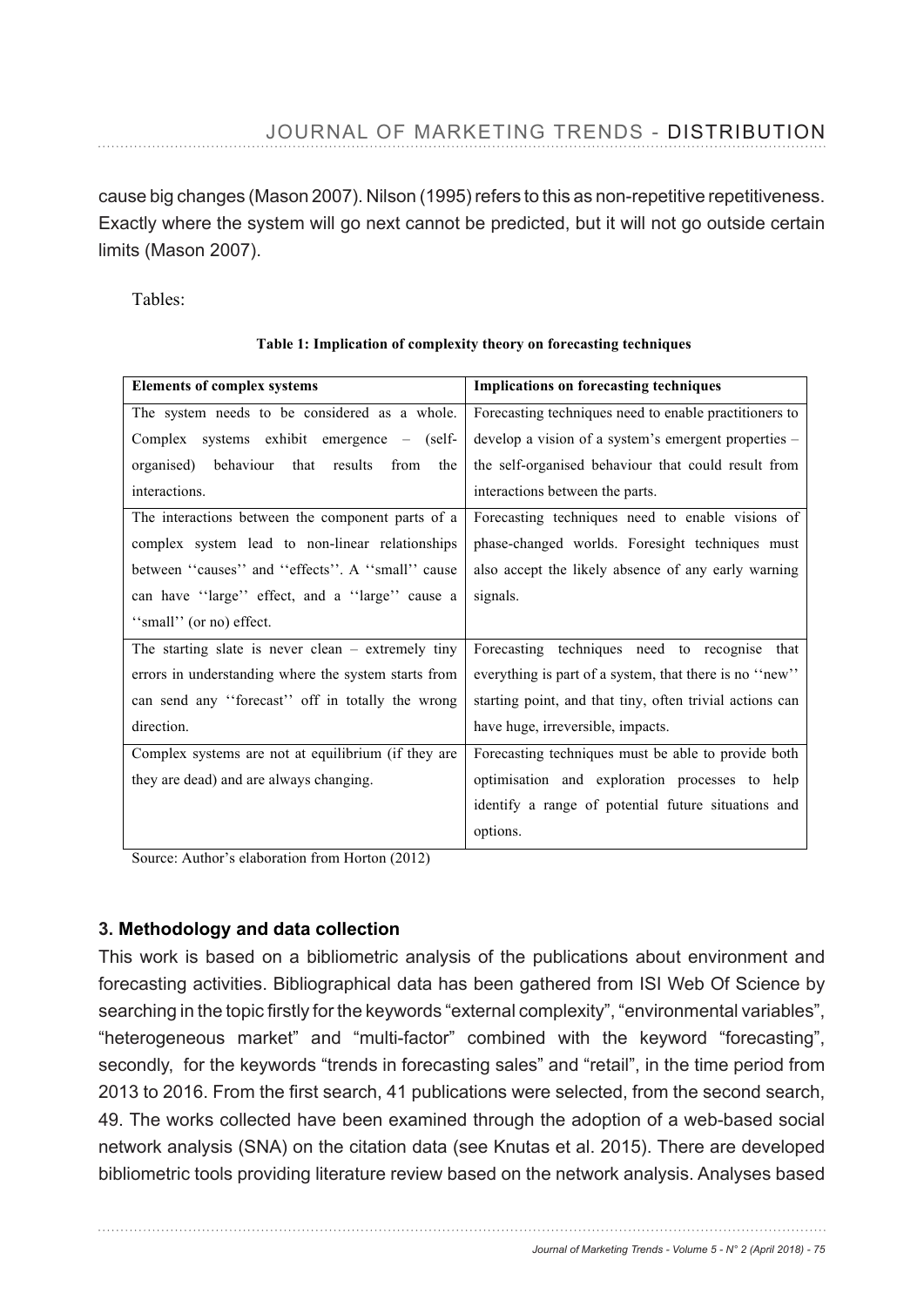cause big changes (Mason 2007). Nilson (1995) refers to this as non-repetitive repetitiveness. Exactly where the system will go next cannot be predicted, but it will not go outside certain limits (Mason 2007).

Tables:

**Table 1: Implication of complexity theory on forecasting techniques**

| Elements of complex systems | Implications on forecasting techniques |
|---|---|
| The system needs to be considered as a whole. Complex systems exhibit emergence – (self-organised) behaviour that results from the interactions. | Forecasting techniques need to enable practitioners to develop a vision of a system's emergent properties – the self-organised behaviour that could result from interactions between the parts. |
| The interactions between the component parts of a complex system lead to non-linear relationships between ''causes'' and ''effects''. A ''small'' cause can have ''large'' effect, and a ''large'' cause a ''small'' (or no) effect. | Forecasting techniques need to enable visions of phase-changed worlds. Foresight techniques must also accept the likely absence of any early warning signals. |
| The starting slate is never clean – extremely tiny errors in understanding where the system starts from can send any ''forecast'' off in totally the wrong direction. | Forecasting techniques need to recognise that everything is part of a system, that there is no ''new'' starting point, and that tiny, often trivial actions can have huge, irreversible, impacts. |
| Complex systems are not at equilibrium (if they are they are dead) and are always changing. | Forecasting techniques must be able to provide both optimisation and exploration processes to help identify a range of potential future situations and options. |

Source: Author's elaboration from Horton (2012)

### 3. Methodology and data collection

This work is based on a bibliometric analysis of the publications about environment and forecasting activities. Bibliographical data has been gathered from ISI Web Of Science by searching in the topic firstly for the keywords "external complexity", "environmental variables", "heterogeneous market" and "multi-factor" combined with the keyword "forecasting", secondly, for the keywords "trends in forecasting sales" and "retail", in the time period from 2013 to 2016. From the first search, 41 publications were selected, from the second search, 49. The works collected have been examined through the adoption of a web-based social network analysis (SNA) on the citation data (see Knutas et al. 2015). There are developed bibliometric tools providing literature review based on the network analysis. Analyses based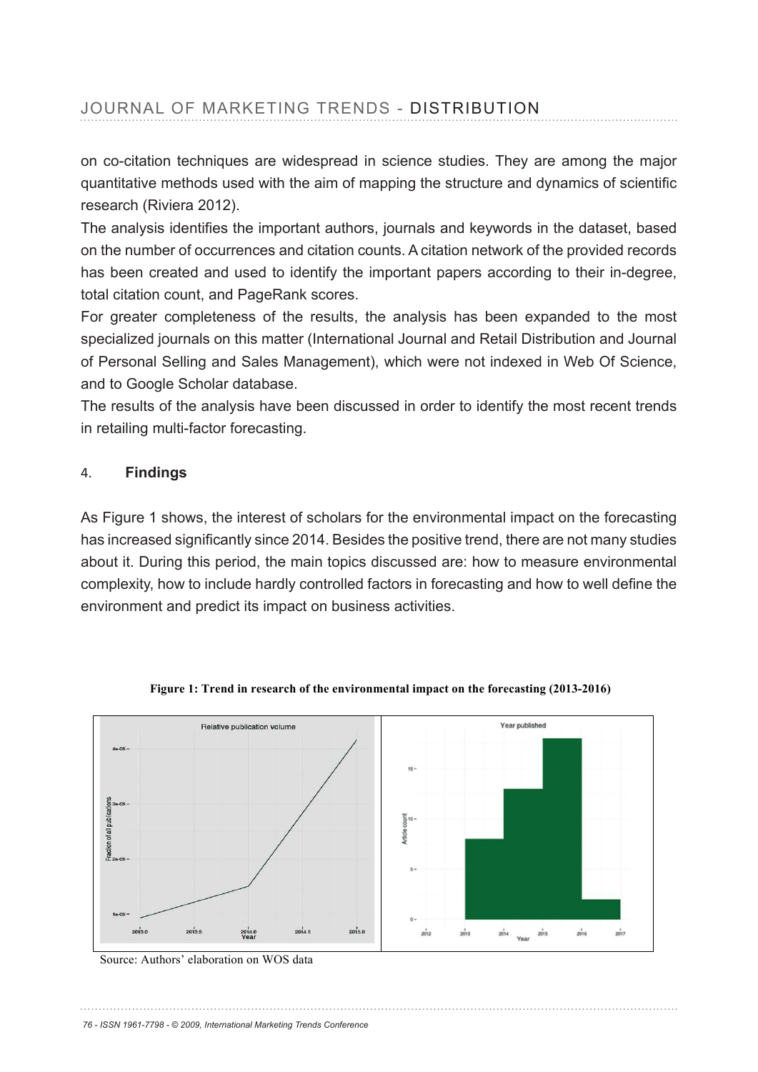on co-citation techniques are widespread in science studies. They are among the major quantitative methods used with the aim of mapping the structure and dynamics of scientific research (Riviera 2012).

The analysis identifies the important authors, journals and keywords in the dataset, based on the number of occurrences and citation counts. A citation network of the provided records has been created and used to identify the important papers according to their in-degree, total citation count, and PageRank scores.

For greater completeness of the results, the analysis has been expanded to the most specialized journals on this matter (International Journal and Retail Distribution and Journal of Personal Selling and Sales Management), which were not indexed in Web Of Science, and to Google Scholar database.

The results of the analysis have been discussed in order to identify the most recent trends in retailing multi-factor forecasting.

## 4. Findings

As Figure 1 shows, the interest of scholars for the environmental impact on the forecasting has increased significantly since 2014. Besides the positive trend, there are not many studies about it. During this period, the main topics discussed are: how to measure environmental complexity, how to include hardly controlled factors in forecasting and how to well define the environment and predict its impact on business activities.

**Figure 1: Trend in research of the environmental impact on the forecasting (2013-2016)**

Source: Authors' elaboration on WOS data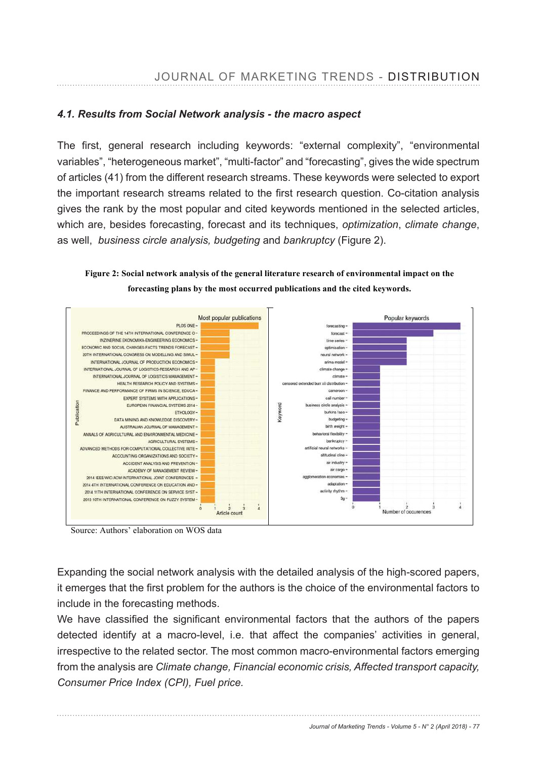### 4.1. Results from Social Network analysis - the macro aspect

The first, general research including keywords: “external complexity”, “environmental variables”, “heterogeneous market”, “multi-factor” and “forecasting”, gives the wide spectrum of articles (41) from the different research streams. These keywords were selected to export the important research streams related to the first research question. Co-citation analysis gives the rank by the most popular and cited keywords mentioned in the selected articles, which are, besides forecasting, forecast and its techniques, *optimization*, *climate change*, as well, *business circle analysis, budgeting* and *bankruptcy* (Figure 2).

**Figure 2: Social network analysis of the general literature research of environmental impact on the forecasting plans by the most occurred publications and the cited keywords.**

Source: Authors’ elaboration on WOS data

Expanding the social network analysis with the detailed analysis of the high-scored papers, it emerges that the first problem for the authors is the choice of the environmental factors to include in the forecasting methods.

We have classified the significant environmental factors that the authors of the papers detected identify at a macro-level, i.e. that affect the companies’ activities in general, irrespective to the related sector. The most common macro-environmental factors emerging from the analysis are *Climate change, Financial economic crisis, Affected transport capacity, Consumer Price Index (CPI), Fuel price.*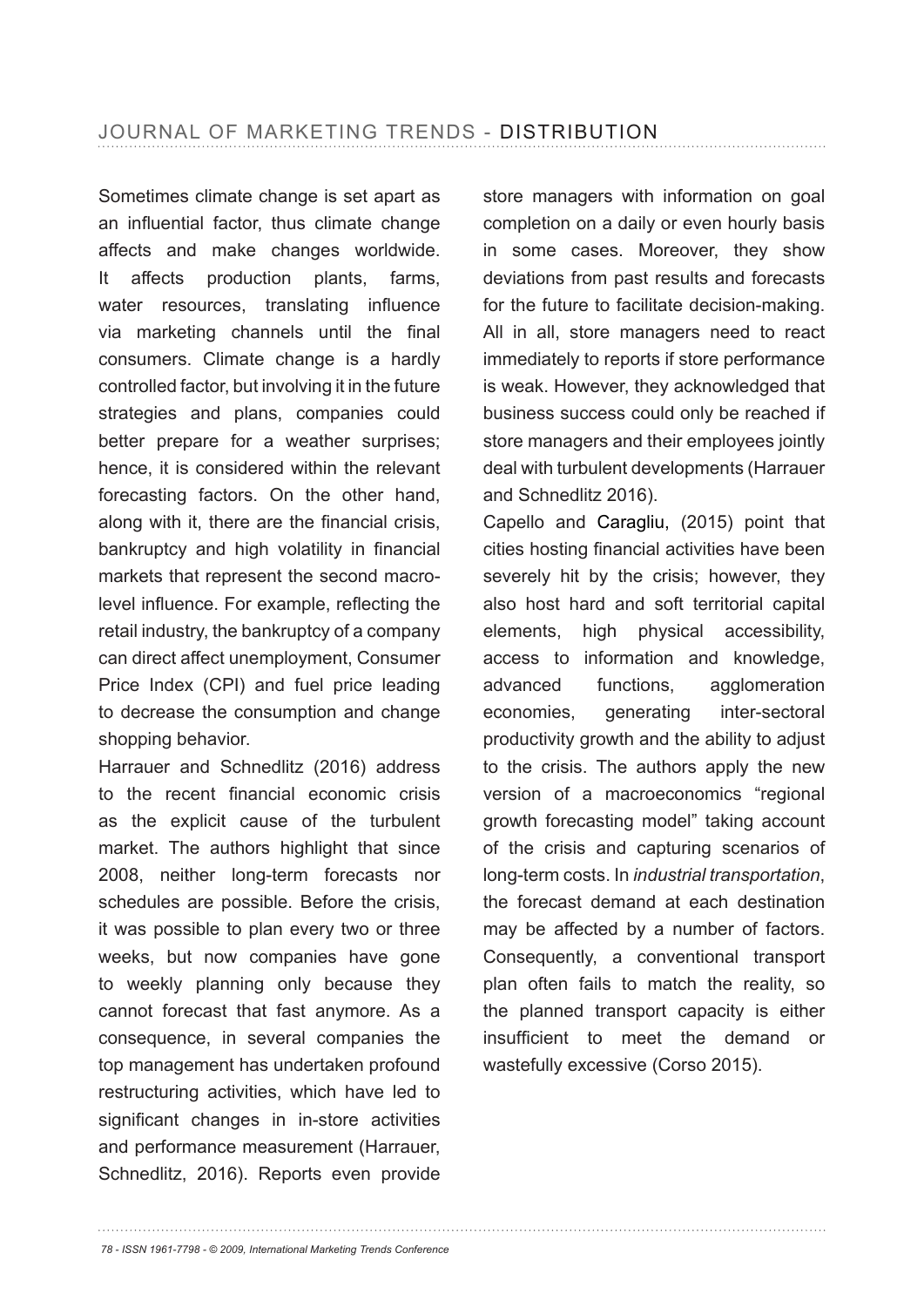Sometimes climate change is set apart as an influential factor, thus climate change affects and make changes worldwide. It affects production plants, farms, water resources, translating influence via marketing channels until the final consumers. Climate change is a hardly controlled factor, but involving it in the future strategies and plans, companies could better prepare for a weather surprises; hence, it is considered within the relevant forecasting factors. On the other hand, along with it, there are the financial crisis, bankruptcy and high volatility in financial markets that represent the second macro-level influence. For example, reflecting the retail industry, the bankruptcy of a company can direct affect unemployment, Consumer Price Index (CPI) and fuel price leading to decrease the consumption and change shopping behavior.

Harrauer and Schnedlitz (2016) address to the recent financial economic crisis as the explicit cause of the turbulent market. The authors highlight that since 2008, neither long-term forecasts nor schedules are possible. Before the crisis, it was possible to plan every two or three weeks, but now companies have gone to weekly planning only because they cannot forecast that fast anymore. As a consequence, in several companies the top management has undertaken profound restructuring activities, which have led to significant changes in in-store activities and performance measurement (Harrauer, Schnedlitz, 2016). Reports even provide store managers with information on goal completion on a daily or even hourly basis in some cases. Moreover, they show deviations from past results and forecasts for the future to facilitate decision-making. All in all, store managers need to react immediately to reports if store performance is weak. However, they acknowledged that business success could only be reached if store managers and their employees jointly deal with turbulent developments (Harrauer and Schnedlitz 2016).

Capello and Caragliu, (2015) point that cities hosting financial activities have been severely hit by the crisis; however, they also host hard and soft territorial capital elements, high physical accessibility, access to information and knowledge, advanced functions, agglomeration economies, generating inter-sectoral productivity growth and the ability to adjust to the crisis. The authors apply the new version of a macroeconomics "regional growth forecasting model" taking account of the crisis and capturing scenarios of long-term costs. In *industrial transportation*, the forecast demand at each destination may be affected by a number of factors. Consequently, a conventional transport plan often fails to match the reality, so the planned transport capacity is either insufficient to meet the demand or wastefully excessive (Corso 2015).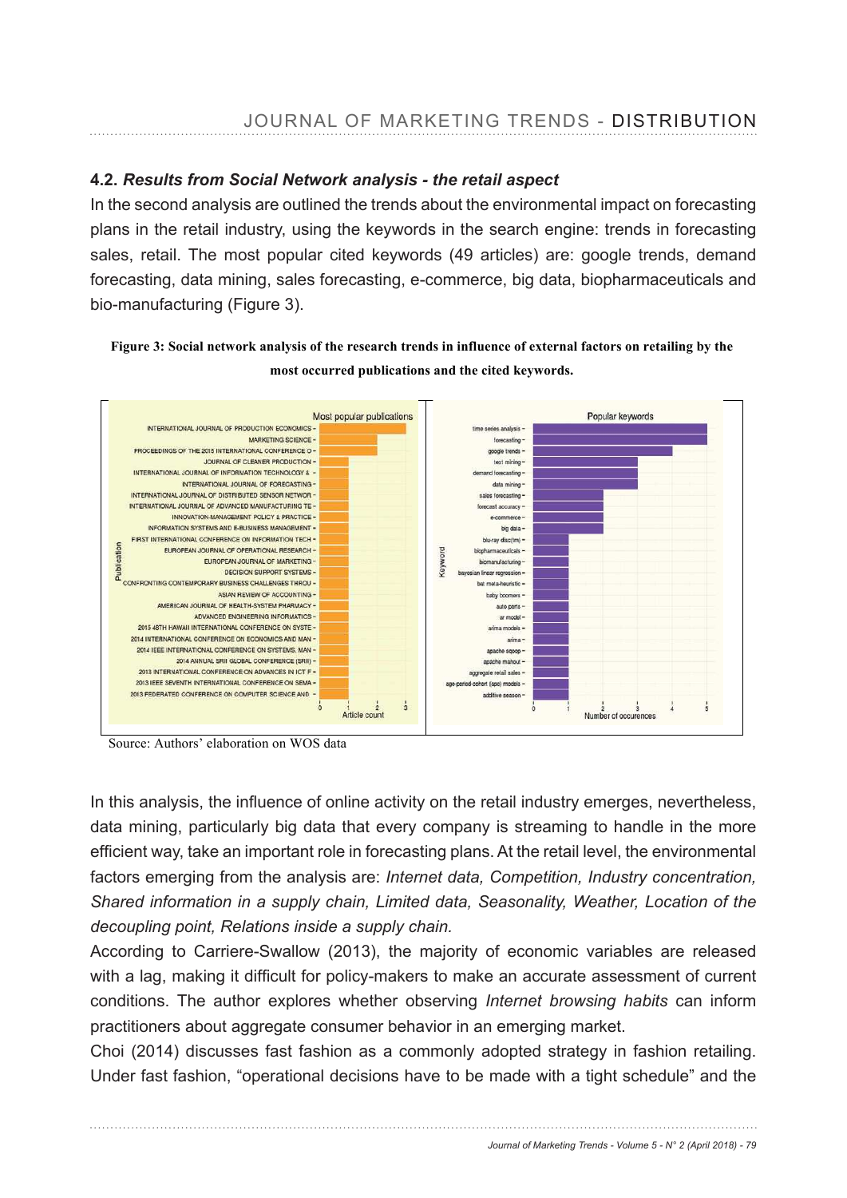### 4.2. *Results from Social Network analysis - the retail aspect*

In the second analysis are outlined the trends about the environmental impact on forecasting plans in the retail industry, using the keywords in the search engine: trends in forecasting sales, retail. The most popular cited keywords (49 articles) are: google trends, demand forecasting, data mining, sales forecasting, e-commerce, big data, biopharmaceuticals and bio-manufacturing (Figure 3).

**Figure 3: Social network analysis of the research trends in influence of external factors on retailing by the most occurred publications and the cited keywords.**

Source: Authors' elaboration on WOS data

In this analysis, the influence of online activity on the retail industry emerges, nevertheless, data mining, particularly big data that every company is streaming to handle in the more efficient way, take an important role in forecasting plans. At the retail level, the environmental factors emerging from the analysis are: *Internet data, Competition, Industry concentration, Shared information in a supply chain, Limited data, Seasonality, Weather, Location of the decoupling point, Relations inside a supply chain.*

According to Carriere-Swallow (2013), the majority of economic variables are released with a lag, making it difficult for policy-makers to make an accurate assessment of current conditions. The author explores whether observing *Internet browsing habits* can inform practitioners about aggregate consumer behavior in an emerging market.

Choi (2014) discusses fast fashion as a commonly adopted strategy in fashion retailing. Under fast fashion, "operational decisions have to be made with a tight schedule" and the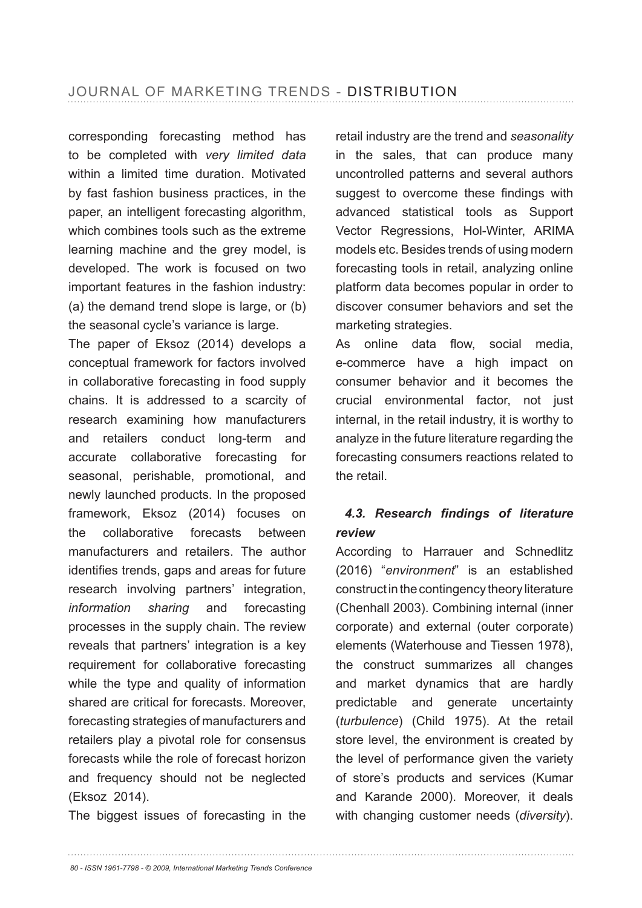corresponding forecasting method has to be completed with *very limited data* within a limited time duration. Motivated by fast fashion business practices, in the paper, an intelligent forecasting algorithm, which combines tools such as the extreme learning machine and the grey model, is developed. The work is focused on two important features in the fashion industry: (a) the demand trend slope is large, or (b) the seasonal cycle's variance is large.

The paper of Eksoz (2014) develops a conceptual framework for factors involved in collaborative forecasting in food supply chains. It is addressed to a scarcity of research examining how manufacturers and retailers conduct long-term and accurate collaborative forecasting for seasonal, perishable, promotional, and newly launched products. In the proposed framework, Eksoz (2014) focuses on the collaborative forecasts between manufacturers and retailers. The author identifies trends, gaps and areas for future research involving partners' integration, *information sharing* and forecasting processes in the supply chain. The review reveals that partners' integration is a key requirement for collaborative forecasting while the type and quality of information shared are critical for forecasts. Moreover, forecasting strategies of manufacturers and retailers play a pivotal role for consensus forecasts while the role of forecast horizon and frequency should not be neglected (Eksoz 2014).

The biggest issues of forecasting in the retail industry are the trend and *seasonality* in the sales, that can produce many uncontrolled patterns and several authors suggest to overcome these findings with advanced statistical tools as Support Vector Regressions, Hol-Winter, ARIMA models etc. Besides trends of using modern forecasting tools in retail, analyzing online platform data becomes popular in order to discover consumer behaviors and set the marketing strategies.

As online data flow, social media, e-commerce have a high impact on consumer behavior and it becomes the crucial environmental factor, not just internal, in the retail industry, it is worthy to analyze in the future literature regarding the forecasting consumers reactions related to the retail.

### *4.3. Research findings of literature review*

According to Harrauer and Schnedlitz (2016) "*environment*" is an established construct in the contingency theory literature (Chenhall 2003). Combining internal (inner corporate) and external (outer corporate) elements (Waterhouse and Tiessen 1978), the construct summarizes all changes and market dynamics that are hardly predictable and generate uncertainty (*turbulence*) (Child 1975). At the retail store level, the environment is created by the level of performance given the variety of store's products and services (Kumar and Karande 2000). Moreover, it deals with changing customer needs (*diversity*).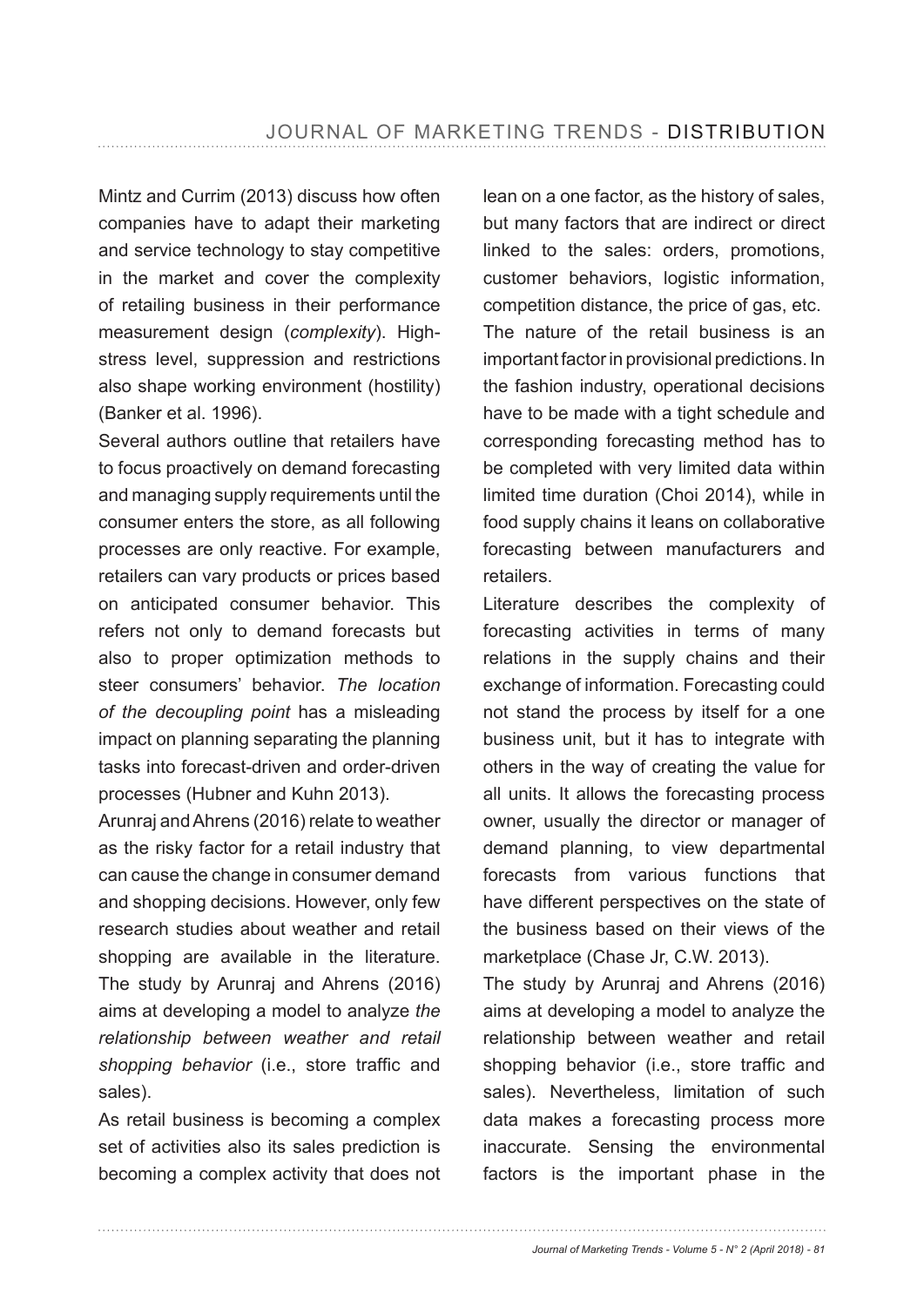Mintz and Currim (2013) discuss how often companies have to adapt their marketing and service technology to stay competitive in the market and cover the complexity of retailing business in their performance measurement design (*complexity*). High-stress level, suppression and restrictions also shape working environment (hostility) (Banker et al. 1996).

Several authors outline that retailers have to focus proactively on demand forecasting and managing supply requirements until the consumer enters the store, as all following processes are only reactive. For example, retailers can vary products or prices based on anticipated consumer behavior. This refers not only to demand forecasts but also to proper optimization methods to steer consumers' behavior. *The location of the decoupling point* has a misleading impact on planning separating the planning tasks into forecast-driven and order-driven processes (Hubner and Kuhn 2013).

Arunraj and Ahrens (2016) relate to weather as the risky factor for a retail industry that can cause the change in consumer demand and shopping decisions. However, only few research studies about weather and retail shopping are available in the literature. The study by Arunraj and Ahrens (2016) aims at developing a model to analyze *the relationship between weather and retail shopping behavior* (i.e., store traffic and sales).

As retail business is becoming a complex set of activities also its sales prediction is becoming a complex activity that does not lean on a one factor, as the history of sales, but many factors that are indirect or direct linked to the sales: orders, promotions, customer behaviors, logistic information, competition distance, the price of gas, etc.

The nature of the retail business is an important factor in provisional predictions. In the fashion industry, operational decisions have to be made with a tight schedule and corresponding forecasting method has to be completed with very limited data within limited time duration (Choi 2014), while in food supply chains it leans on collaborative forecasting between manufacturers and retailers.

Literature describes the complexity of forecasting activities in terms of many relations in the supply chains and their exchange of information. Forecasting could not stand the process by itself for a one business unit, but it has to integrate with others in the way of creating the value for all units. It allows the forecasting process owner, usually the director or manager of demand planning, to view departmental forecasts from various functions that have different perspectives on the state of the business based on their views of the marketplace (Chase Jr, C.W. 2013).

The study by Arunraj and Ahrens (2016) aims at developing a model to analyze the relationship between weather and retail shopping behavior (i.e., store traffic and sales). Nevertheless, limitation of such data makes a forecasting process more inaccurate. Sensing the environmental factors is the important phase in the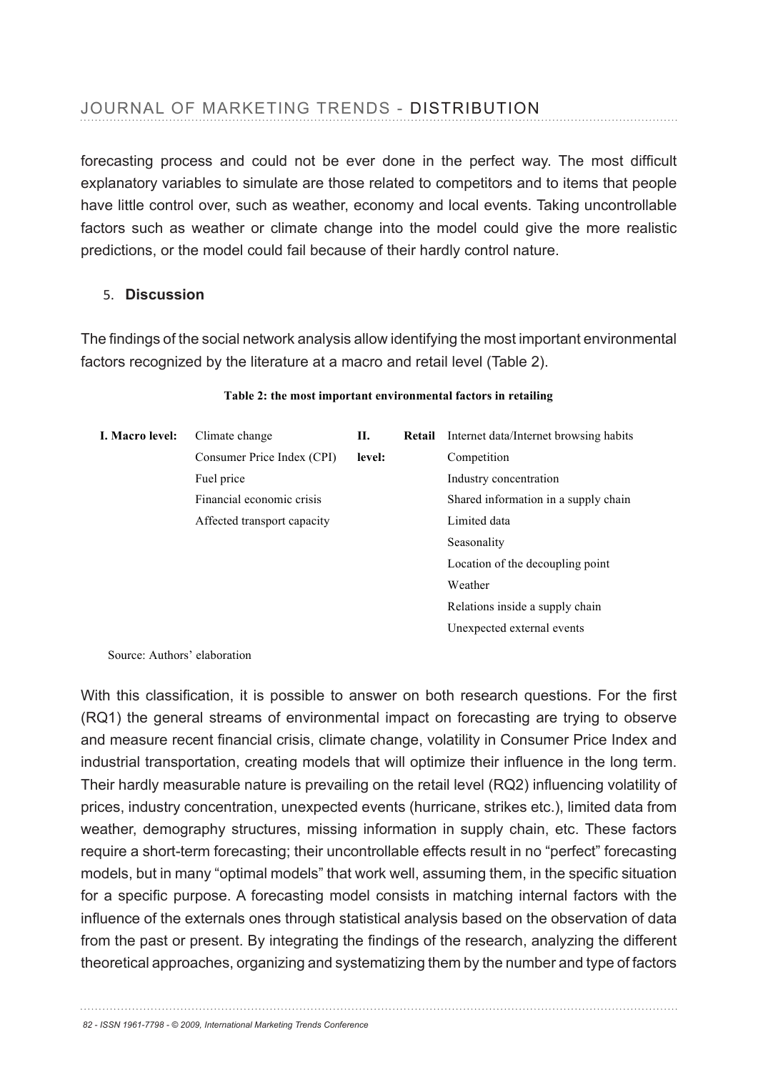forecasting process and could not be ever done in the perfect way. The most difficult explanatory variables to simulate are those related to competitors and to items that people have little control over, such as weather, economy and local events. Taking uncontrollable factors such as weather or climate change into the model could give the more realistic predictions, or the model could fail because of their hardly control nature.

## 5. Discussion

The findings of the social network analysis allow identifying the most important environmental factors recognized by the literature at a macro and retail level (Table 2).

**Table 2: the most important environmental factors in retailing**

| I. Macro level: | | II. Retail level: | |
|---|---|---|---|
| | Climate change | | Internet data/Internet browsing habits |
| | Consumer Price Index (CPI) | | Competition |
| | Fuel price | | Industry concentration |
| | Financial economic crisis | | Shared information in a supply chain |
| | Affected transport capacity | | Limited data |
| | | | Seasonality |
| | | | Location of the decoupling point |
| | | | Weather |
| | | | Relations inside a supply chain |
| | | | Unexpected external events |

Source: Authors' elaboration

With this classification, it is possible to answer on both research questions. For the first (RQ1) the general streams of environmental impact on forecasting are trying to observe and measure recent financial crisis, climate change, volatility in Consumer Price Index and industrial transportation, creating models that will optimize their influence in the long term. Their hardly measurable nature is prevailing on the retail level (RQ2) influencing volatility of prices, industry concentration, unexpected events (hurricane, strikes etc.), limited data from weather, demography structures, missing information in supply chain, etc. These factors require a short-term forecasting; their uncontrollable effects result in no "perfect" forecasting models, but in many "optimal models" that work well, assuming them, in the specific situation for a specific purpose. A forecasting model consists in matching internal factors with the influence of the externals ones through statistical analysis based on the observation of data from the past or present. By integrating the findings of the research, analyzing the different theoretical approaches, organizing and systematizing them by the number and type of factors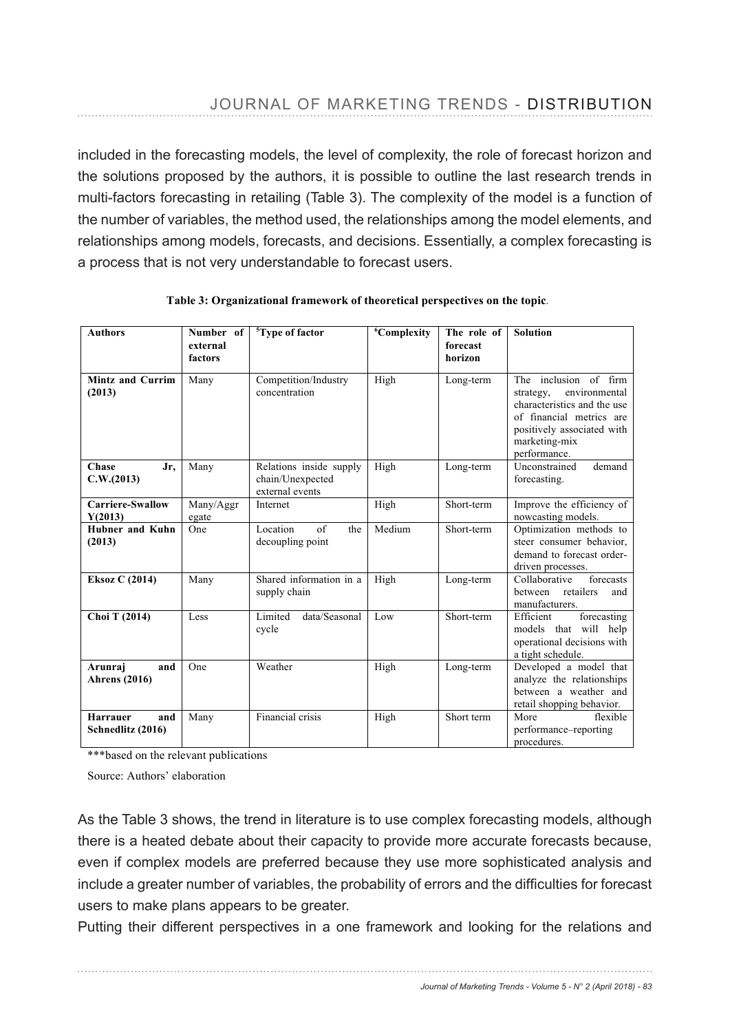included in the forecasting models, the level of complexity, the role of forecast horizon and the solutions proposed by the authors, it is possible to outline the last research trends in multi-factors forecasting in retailing (Table 3). The complexity of the model is a function of the number of variables, the method used, the relationships among the model elements, and relationships among models, forecasts, and decisions. Essentially, a complex forecasting is a process that is not very understandable to forecast users.

**Table 3: Organizational framework of theoretical perspectives on the topic.**

| Authors | Number of external factors | [5]Type of factor | [6]Complexity | The role of forecast horizon | Solution |
|---|---|---|---|---|---|
| **Mintz and Currim (2013)** | Many | Competition/Industry concentration | High | Long-term | The inclusion of firm strategy, environmental characteristics and the use of financial metrics are positively associated with marketing-mix performance. |
| **Chase Jr, C.W.(2013)** | Many | Relations inside supply chain/Unexpected external events | High | Long-term | Unconstrained demand forecasting. |
| **Carriere-Swallow Y(2013)** | Many/Aggregate | Internet | High | Short-term | Improve the efficiency of nowcasting models. |
| **Hubner and Kuhn (2013)** | One | Location of the decoupling point | Medium | Short-term | Optimization methods to steer consumer behavior, demand to forecast order-driven processes. |
| **Eksoz C (2014)** | Many | Shared information in a supply chain | High | Long-term | Collaborative forecasts between retailers and manufacturers. |
| **Choi T (2014)** | Less | Limited data/Seasonal cycle | Low | Short-term | Efficient forecasting models that will help operational decisions with a tight schedule. |
| **Arunraj and Ahrens (2016)** | One | Weather | High | Long-term | Developed a model that analyze the relationships between a weather and retail shopping behavior. |
| **Harrauer and Schnedlitz (2016)** | Many | Financial crisis | High | Short term | More flexible performance–reporting procedures. |

***based on the relevant publications

Source: Authors' elaboration

As the Table 3 shows, the trend in literature is to use complex forecasting models, although there is a heated debate about their capacity to provide more accurate forecasts because, even if complex models are preferred because they use more sophisticated analysis and include a greater number of variables, the probability of errors and the difficulties for forecast users to make plans appears to be greater.

Putting their different perspectives in a one framework and looking for the relations and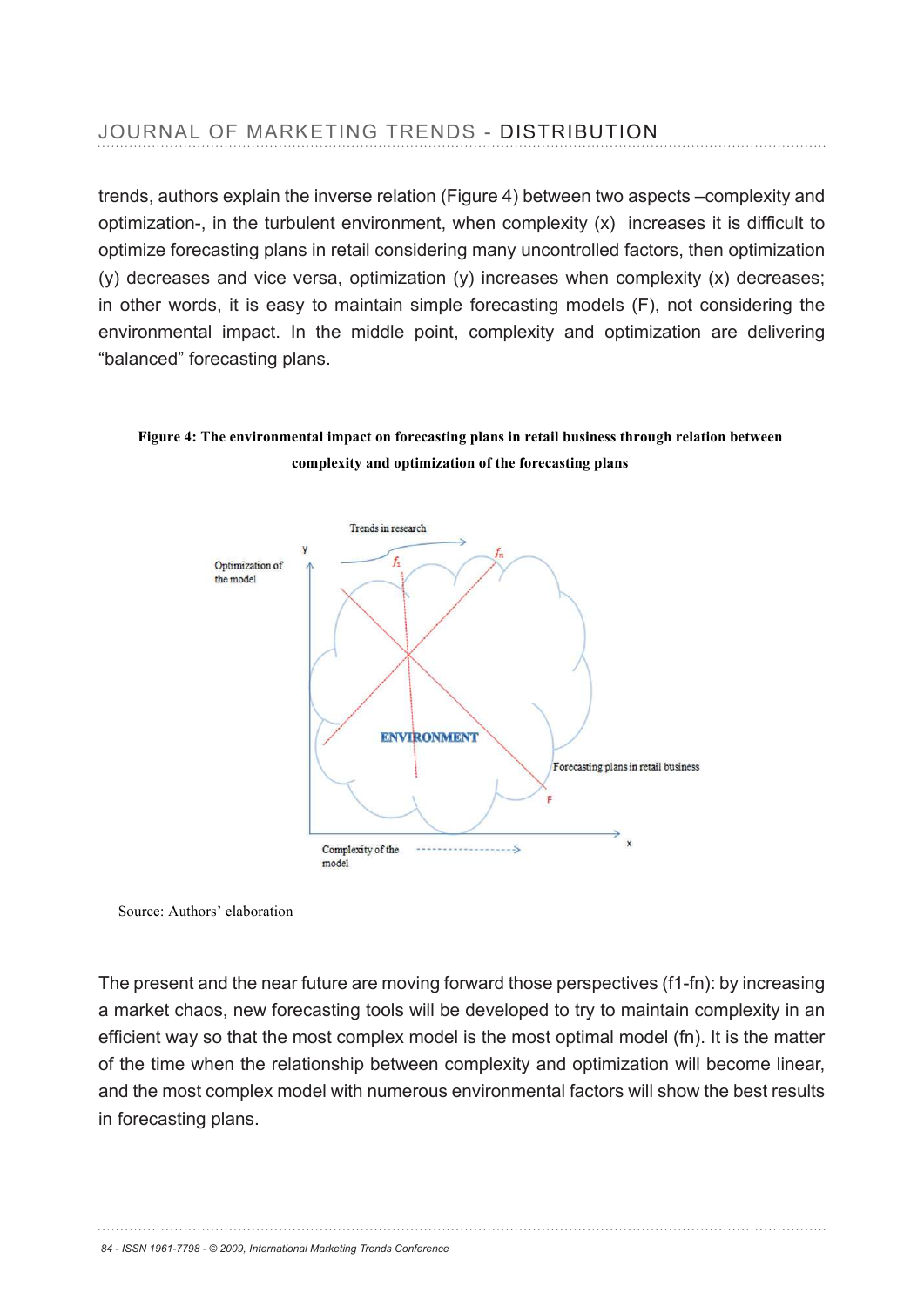trends, authors explain the inverse relation (Figure 4) between two aspects –complexity and optimization-, in the turbulent environment, when complexity (x) increases it is difficult to optimize forecasting plans in retail considering many uncontrolled factors, then optimization (y) decreases and vice versa, optimization (y) increases when complexity (x) decreases; in other words, it is easy to maintain simple forecasting models (F), not considering the environmental impact. In the middle point, complexity and optimization are delivering "balanced" forecasting plans.

**Figure 4: The environmental impact on forecasting plans in retail business through relation between complexity and optimization of the forecasting plans**

Source: Authors' elaboration

The present and the near future are moving forward those perspectives (f1-fn): by increasing a market chaos, new forecasting tools will be developed to try to maintain complexity in an efficient way so that the most complex model is the most optimal model (fn). It is the matter of the time when the relationship between complexity and optimization will become linear, and the most complex model with numerous environmental factors will show the best results in forecasting plans.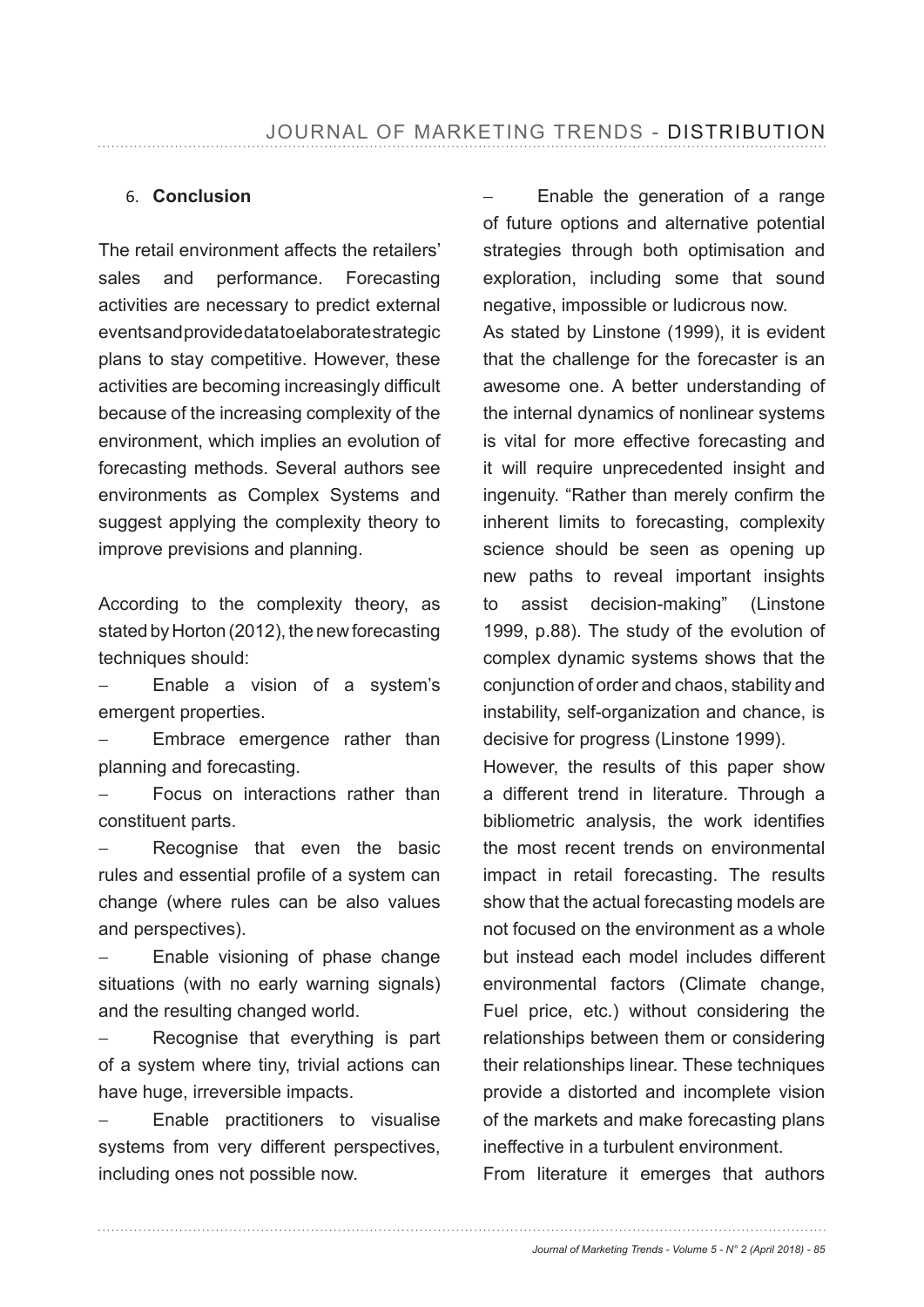## 6. Conclusion

The retail environment affects the retailers' sales and performance. Forecasting activities are necessary to predict external events and provide data to elaborate strategic plans to stay competitive. However, these activities are becoming increasingly difficult because of the increasing complexity of the environment, which implies an evolution of forecasting methods. Several authors see environments as Complex Systems and suggest applying the complexity theory to improve previsions and planning.

According to the complexity theory, as stated by Horton (2012), the new forecasting techniques should:

- Enable a vision of a system's emergent properties.
- Embrace emergence rather than planning and forecasting.
- Focus on interactions rather than constituent parts.
- Recognise that even the basic rules and essential profile of a system can change (where rules can be also values and perspectives).
- Enable visioning of phase change situations (with no early warning signals) and the resulting changed world.
- Recognise that everything is part of a system where tiny, trivial actions can have huge, irreversible impacts.
- Enable practitioners to visualise systems from very different perspectives, including ones not possible now.
- Enable the generation of a range of future options and alternative potential strategies through both optimisation and exploration, including some that sound negative, impossible or ludicrous now.

As stated by Linstone (1999), it is evident that the challenge for the forecaster is an awesome one. A better understanding of the internal dynamics of nonlinear systems is vital for more effective forecasting and it will require unprecedented insight and ingenuity. "Rather than merely confirm the inherent limits to forecasting, complexity science should be seen as opening up new paths to reveal important insights to assist decision-making" (Linstone 1999, p.88). The study of the evolution of complex dynamic systems shows that the conjunction of order and chaos, stability and instability, self-organization and chance, is decisive for progress (Linstone 1999).

However, the results of this paper show a different trend in literature. Through a bibliometric analysis, the work identifies the most recent trends on environmental impact in retail forecasting. The results show that the actual forecasting models are not focused on the environment as a whole but instead each model includes different environmental factors (Climate change, Fuel price, etc.) without considering the relationships between them or considering their relationships linear. These techniques provide a distorted and incomplete vision of the markets and make forecasting plans ineffective in a turbulent environment.

From literature it emerges that authors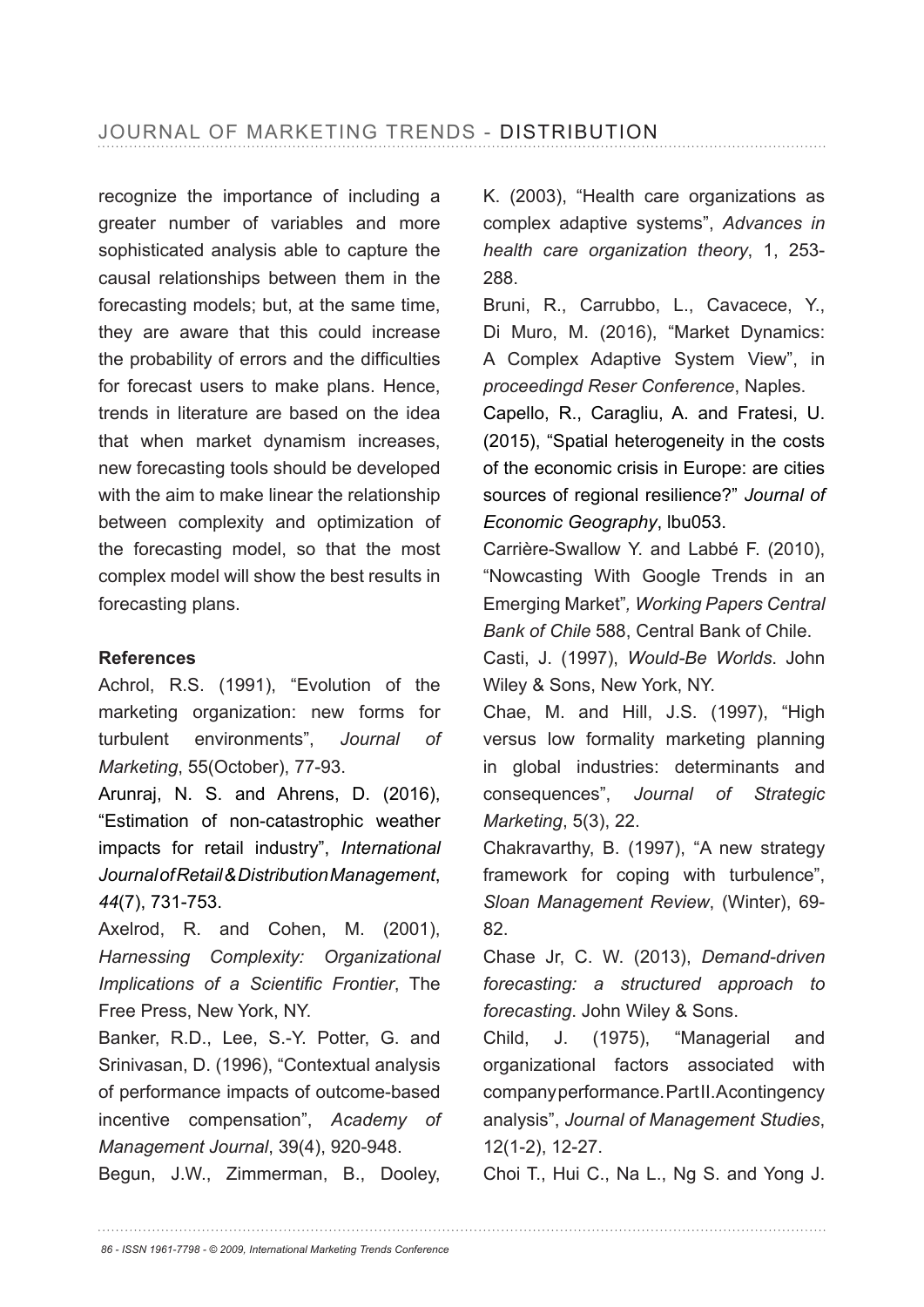recognize the importance of including a greater number of variables and more sophisticated analysis able to capture the causal relationships between them in the forecasting models; but, at the same time, they are aware that this could increase the probability of errors and the difficulties for forecast users to make plans. Hence, trends in literature are based on the idea that when market dynamism increases, new forecasting tools should be developed with the aim to make linear the relationship between complexity and optimization of the forecasting model, so that the most complex model will show the best results in forecasting plans.

**References**

Achrol, R.S. (1991), "Evolution of the marketing organization: new forms for turbulent environments", *Journal of Marketing*, 55(October), 77-93.

Arunraj, N. S. and Ahrens, D. (2016), "Estimation of non-catastrophic weather impacts for retail industry", *International Journal of Retail & Distribution Management*, *44*(7), 731-753.

Axelrod, R. and Cohen, M. (2001), *Harnessing Complexity: Organizational Implications of a Scientific Frontier*, The Free Press, New York, NY.

Banker, R.D., Lee, S.-Y. Potter, G. and Srinivasan, D. (1996), "Contextual analysis of performance impacts of outcome-based incentive compensation", *Academy of Management Journal*, 39(4), 920-948.

Begun, J.W., Zimmerman, B., Dooley, K. (2003), "Health care organizations as complex adaptive systems", *Advances in health care organization theory*, 1, 253-288.

Bruni, R., Carrubbo, L., Cavacece, Y., Di Muro, M. (2016), "Market Dynamics: A Complex Adaptive System View", in *proceedingd Reser Conference*, Naples.

Capello, R., Caragliu, A. and Fratesi, U. (2015), "Spatial heterogeneity in the costs of the economic crisis in Europe: are cities sources of regional resilience?" *Journal of Economic Geography*, lbu053.

Carrière-Swallow Y. and Labbé F. (2010), "Nowcasting With Google Trends in an Emerging Market"*, Working Papers Central Bank of Chile* 588, Central Bank of Chile.

Casti, J. (1997), *Would-Be Worlds*. John Wiley & Sons, New York, NY.

Chae, M. and Hill, J.S. (1997), "High versus low formality marketing planning in global industries: determinants and consequences", *Journal of Strategic Marketing*, 5(3), 22.

Chakravarthy, B. (1997), "A new strategy framework for coping with turbulence", *Sloan Management Review*, (Winter), 69-82.

Chase Jr, C. W. (2013), *Demand-driven forecasting: a structured approach to forecasting*. John Wiley & Sons.

Child, J. (1975), "Managerial and organizational factors associated with company performance. Part II. A contingency analysis", *Journal of Management Studies*, 12(1-2), 12-27.

Choi T., Hui C., Na L., Ng S. and Yong J.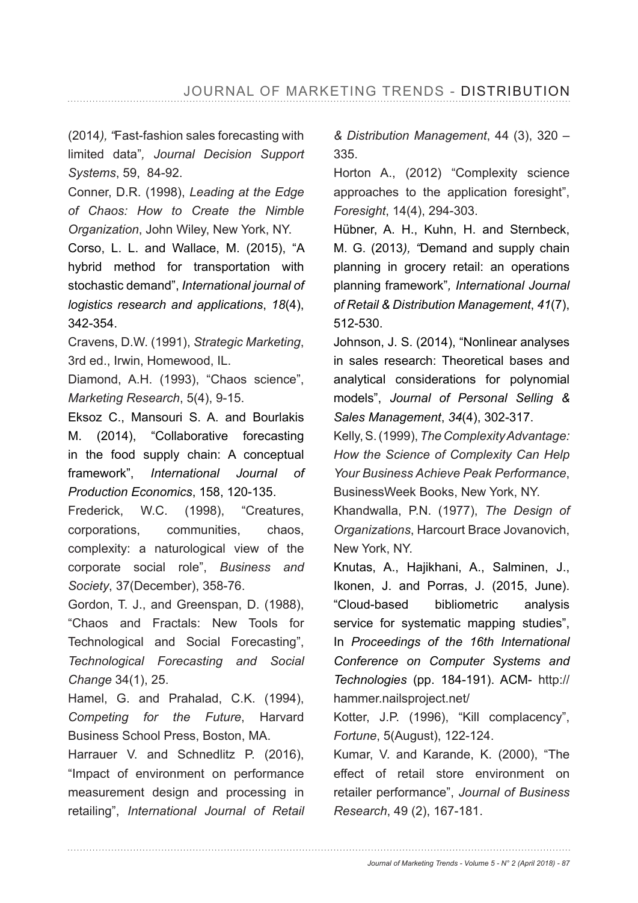(2014*), "*Fast-fashion sales forecasting with limited data"*, Journal Decision Support Systems*, 59, 84-92.

Conner, D.R. (1998), *Leading at the Edge of Chaos: How to Create the Nimble Organization*, John Wiley, New York, NY.

Corso, L. L. and Wallace, M. (2015), "A hybrid method for transportation with stochastic demand", *International journal of logistics research and applications*, *18*(4), 342-354.

Cravens, D.W. (1991), *Strategic Marketing*, 3rd ed., Irwin, Homewood, IL.

Diamond, A.H. (1993), "Chaos science", *Marketing Research*, 5(4), 9-15.

Eksoz C., Mansouri S. A. and Bourlakis M. (2014), "Collaborative forecasting in the food supply chain: A conceptual framework", *International Journal of Production Economics*, 158, 120-135.

Frederick, W.C. (1998), "Creatures, corporations, communities, chaos, complexity: a naturological view of the corporate social role", *Business and Society*, 37(December), 358-76.

Gordon, T. J., and Greenspan, D. (1988), "Chaos and Fractals: New Tools for Technological and Social Forecasting", *Technological Forecasting and Social Change* 34(1), 25.

Hamel, G. and Prahalad, C.K. (1994), *Competing for the Future*, Harvard Business School Press, Boston, MA.

Harrauer V. and Schnedlitz P. (2016), "Impact of environment on performance measurement design and processing in retailing", *International Journal of Retail & Distribution Management*, 44 (3), 320 – 335.

Horton A., (2012) "Complexity science approaches to the application foresight", *Foresight*, 14(4), 294-303.

Hübner, A. H., Kuhn, H. and Sternbeck, M. G. (2013*), "*Demand and supply chain planning in grocery retail: an operations planning framework"*, International Journal of Retail & Distribution Management*, *41*(7), 512-530.

Johnson, J. S. (2014), "Nonlinear analyses in sales research: Theoretical bases and analytical considerations for polynomial models", *Journal of Personal Selling & Sales Management*, *34*(4), 302-317.

Kelly, S. (1999), *The Complexity Advantage: How the Science of Complexity Can Help Your Business Achieve Peak Performance*, BusinessWeek Books, New York, NY.

Khandwalla, P.N. (1977), *The Design of Organizations*, Harcourt Brace Jovanovich, New York, NY.

Knutas, A., Hajikhani, A., Salminen, J., Ikonen, J. and Porras, J. (2015, June). "Cloud-based bibliometric analysis service for systematic mapping studies", In *Proceedings of the 16th International Conference on Computer Systems and Technologies* (pp. 184-191). ACM- http://hammer.nailsproject.net/

Kotter, J.P. (1996), "Kill complacency", *Fortune*, 5(August), 122-124.

Kumar, V. and Karande, K. (2000), "The effect of retail store environment on retailer performance", *Journal of Business Research*, 49 (2), 167-181.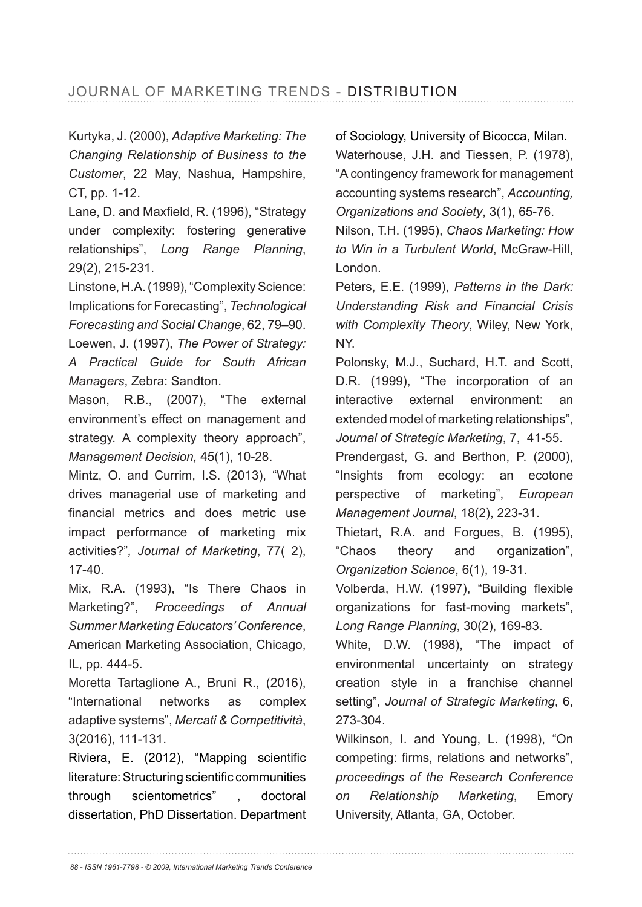Kurtyka, J. (2000), *Adaptive Marketing: The Changing Relationship of Business to the Customer*, 22 May, Nashua, Hampshire, CT, pp. 1-12.

Lane, D. and Maxfield, R. (1996), "Strategy under complexity: fostering generative relationships", *Long Range Planning*, 29(2), 215-231.

Linstone, H.A. (1999), "Complexity Science: Implications for Forecasting", *Technological Forecasting and Social Change*, 62, 79–90.

Loewen, J. (1997), *The Power of Strategy: A Practical Guide for South African Managers*, Zebra: Sandton.

Mason, R.B., (2007), "The external environment's effect on management and strategy. A complexity theory approach", *Management Decision,* 45(1), 10-28.

Mintz, O. and Currim, I.S. (2013), "What drives managerial use of marketing and financial metrics and does metric use impact performance of marketing mix activities?"*, Journal of Marketing*, 77( 2), 17-40.

Mix, R.A. (1993), "Is There Chaos in Marketing?", *Proceedings of Annual Summer Marketing Educators' Conference*, American Marketing Association, Chicago, IL, pp. 444-5.

Moretta Tartaglione A., Bruni R., (2016), "International networks as complex adaptive systems", *Mercati & Competitività*, 3(2016), 111-131.

Riviera, E. (2012), "Mapping scientific literature: Structuring scientific communities through scientometrics" , doctoral dissertation, PhD Dissertation. Department of Sociology, University of Bicocca, Milan.

Waterhouse, J.H. and Tiessen, P. (1978), "A contingency framework for management accounting systems research", *Accounting, Organizations and Society*, 3(1), 65-76.

Nilson, T.H. (1995), *Chaos Marketing: How to Win in a Turbulent World*, McGraw-Hill, London.

Peters, E.E. (1999), *Patterns in the Dark: Understanding Risk and Financial Crisis with Complexity Theory*, Wiley, New York, NY.

Polonsky, M.J., Suchard, H.T. and Scott, D.R. (1999), "The incorporation of an interactive external environment: an extended model of marketing relationships", *Journal of Strategic Marketing*, 7, 41-55.

Prendergast, G. and Berthon, P. (2000), "Insights from ecology: an ecotone perspective of marketing", *European Management Journal*, 18(2), 223-31.

Thietart, R.A. and Forgues, B. (1995), "Chaos theory and organization", *Organization Science*, 6(1), 19-31.

Volberda, H.W. (1997), "Building flexible organizations for fast-moving markets", *Long Range Planning*, 30(2), 169-83.

White, D.W. (1998), "The impact of environmental uncertainty on strategy creation style in a franchise channel setting", *Journal of Strategic Marketing*, 6, 273-304.

Wilkinson, I. and Young, L. (1998), "On competing: firms, relations and networks", *proceedings of the Research Conference on Relationship Marketing*, Emory University, Atlanta, GA, October.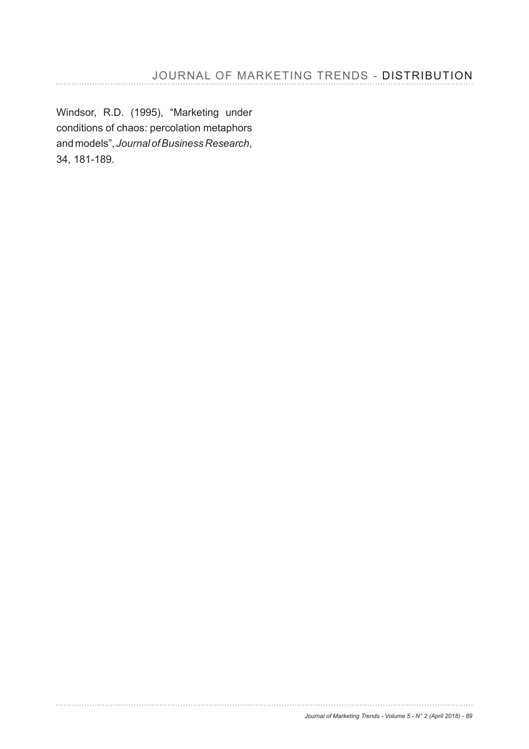Windsor, R.D. (1995), “Marketing under conditions of chaos: percolation metaphors and models”, *Journal of Business Research*, 34, 181-189.